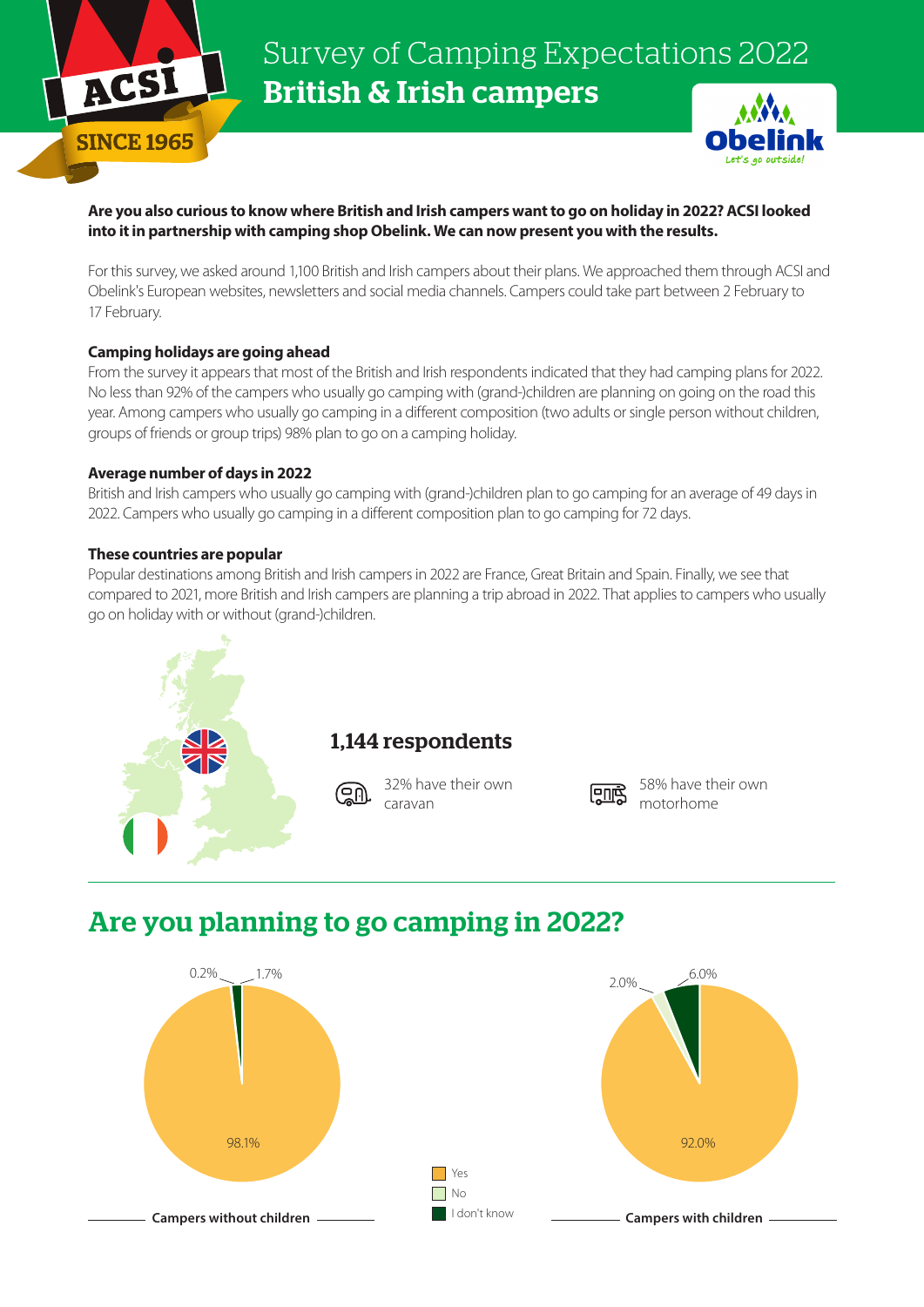# Survey of Camping Expectations 2022

## British & Irish campers

ACSI SINCE 1965

Obelink Let's go outside!

**Are you also curious to know where British and Irish campers want to go on holiday in 2022? ACSI looked into it in partnership with camping shop Obelink. We can now present you with the results.**

For this survey, we asked around 1,100 British and Irish campers about their plans. We approached them through ACSI and Obelink's European websites, newsletters and social media channels. Campers could take part between 2 February to 17 February.

**Camping holidays are going ahead**

From the survey it appears that most of the British and Irish respondents indicated that they had camping plans for 2022. No less than 92% of the campers who usually go camping with (grand-)children are planning on going on the road this year. Among campers who usually go camping in a different composition (two adults or single person without children, groups of friends or group trips) 98% plan to go on a camping holiday.

**Average number of days in 2022**

British and Irish campers who usually go camping with (grand-)children plan to go camping for an average of 49 days in 2022. Campers who usually go camping in a different composition plan to go camping for 72 days.

**These countries are popular**

Popular destinations among British and Irish campers in 2022 are France, Great Britain and Spain. Finally, we see that compared to 2021, more British and Irish campers are planning a trip abroad in 2022. That applies to campers who usually go on holiday with or without (grand-)children.

### 1,144 respondents

32% have their own caravan

58% have their own motorhome

## Are you planning to go camping in 2022?

| | Campers without children | Campers with children |
|---|---|---|
| Yes | 98.1% | 92.0% |
| No | 0.2% | 2.0% |
| I don't know | 1.7% | 6.0% |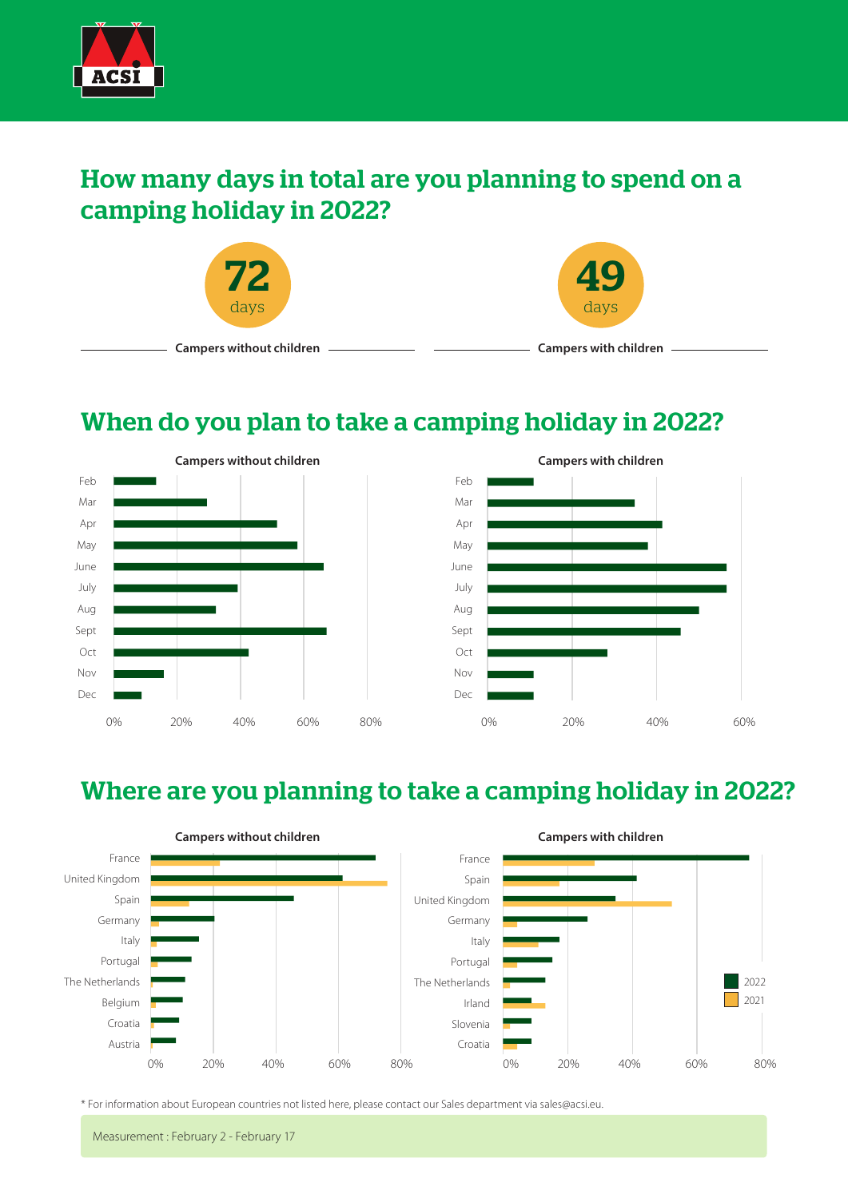ACSI

## How many days in total are you planning to spend on a camping holiday in 2022?

72 days
Campers without children

49 days
Campers with children

## When do you plan to take a camping holiday in 2022?

Campers without children

Feb
Mar
Apr
May
June
July
Aug
Sept
Oct
Nov
Dec

0% 20% 40% 60% 80%

Campers with children

Feb
Mar
Apr
May
June
July
Aug
Sept
Oct
Nov
Dec

0% 20% 40% 60%

## Where are you planning to take a camping holiday in 2022?

Campers without children

France
United Kingdom
Spain
Germany
Italy
Portugal
The Netherlands
Belgium
Croatia
Austria

0% 20% 40% 60% 80%

Campers with children

France
Spain
United Kingdom
Germany
Italy
Portugal
The Netherlands
Irland
Slovenia
Croatia

0% 20% 40% 60% 80%

2022
2021

\* For information about European countries not listed here, please contact our Sales department via sales@acsi.eu.

Measurement : February 2 - February 17